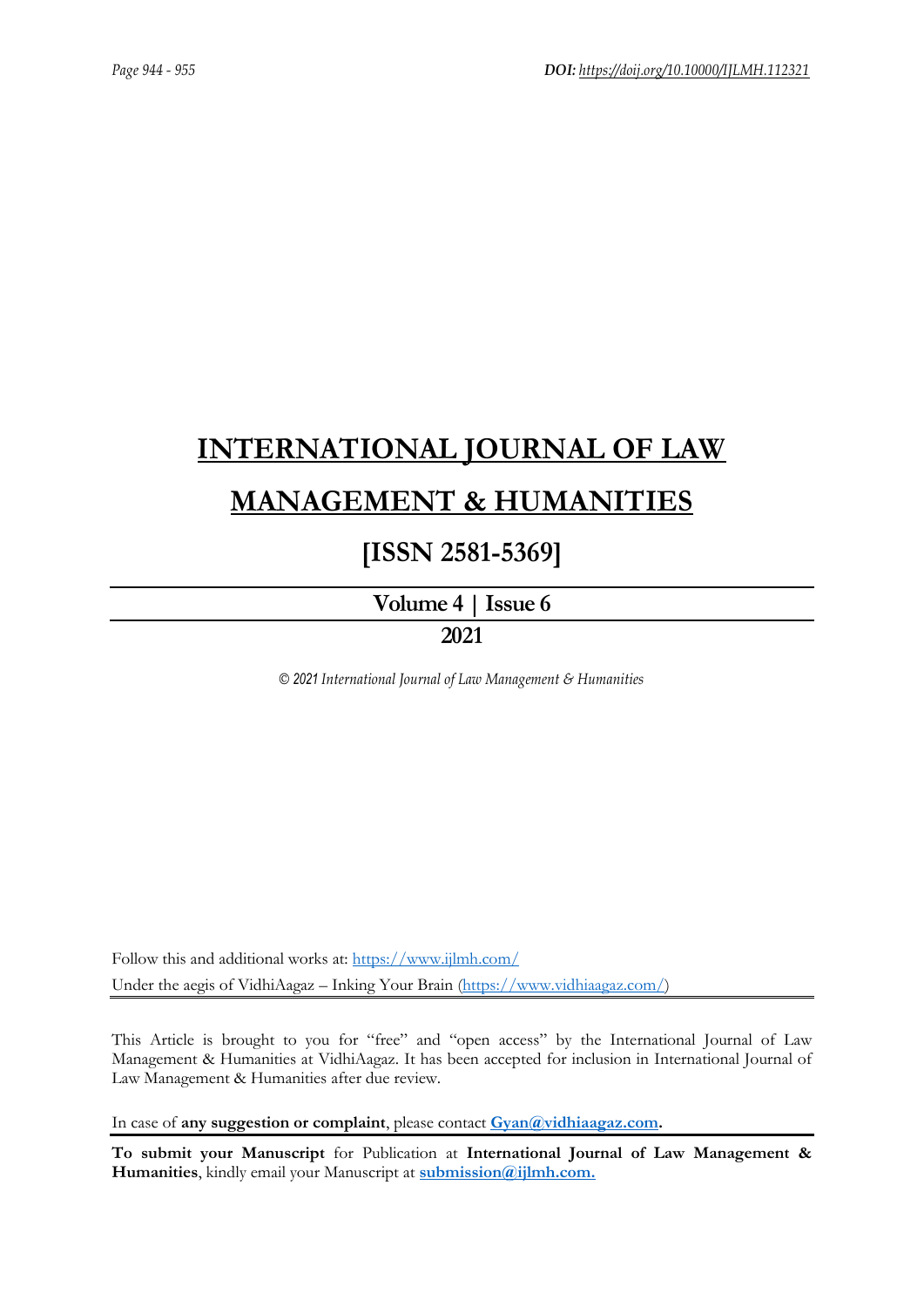# INTERNATIONAL JOURNAL OF LAW MANAGEMENT & HUMANITIES

## [ISSN 2581-5369]

### Volume 4 | Issue 6

### 2021

*© 2021 International Journal of Law Management & Humanities*

Follow this and additional works at: https://www.ijlmh.com/

Under the aegis of VidhiAagaz – Inking Your Brain (https://www.vidhiaagaz.com/)

This Article is brought to you for "free" and "open access" by the International Journal of Law Management & Humanities at VidhiAagaz. It has been accepted for inclusion in International Journal of Law Management & Humanities after due review.

In case of **any suggestion or complaint**, please contact **Gyan@vidhiaagaz.com.**

**To submit your Manuscript** for Publication at **International Journal of Law Management & Humanities**, kindly email your Manuscript at **submission@ijlmh.com.**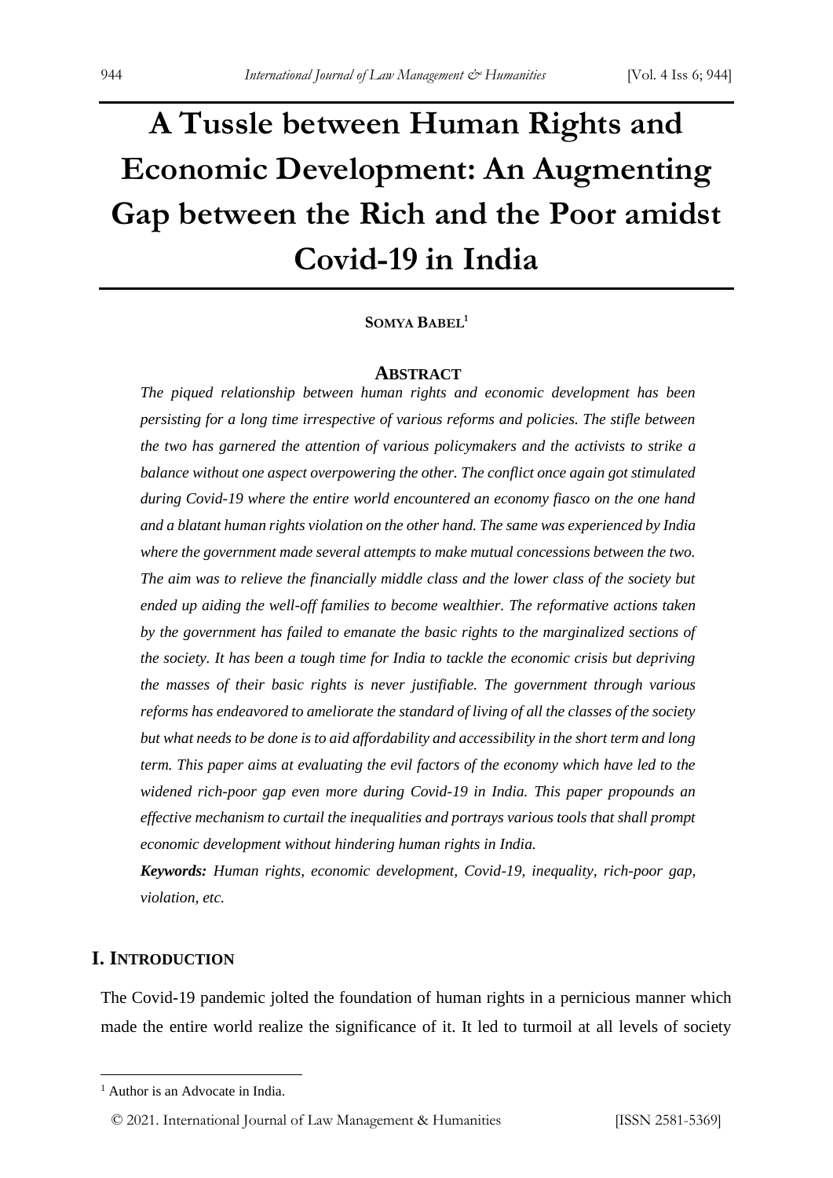# A Tussle between Human Rights and Economic Development: An Augmenting Gap between the Rich and the Poor amidst Covid-19 in India

**SOMYA BABEL**[1]

## ABSTRACT

*The piqued relationship between human rights and economic development has been persisting for a long time irrespective of various reforms and policies. The stifle between the two has garnered the attention of various policymakers and the activists to strike a balance without one aspect overpowering the other. The conflict once again got stimulated during Covid-19 where the entire world encountered an economy fiasco on the one hand and a blatant human rights violation on the other hand. The same was experienced by India where the government made several attempts to make mutual concessions between the two. The aim was to relieve the financially middle class and the lower class of the society but ended up aiding the well-off families to become wealthier. The reformative actions taken by the government has failed to emanate the basic rights to the marginalized sections of the society. It has been a tough time for India to tackle the economic crisis but depriving the masses of their basic rights is never justifiable. The government through various reforms has endeavored to ameliorate the standard of living of all the classes of the society but what needs to be done is to aid affordability and accessibility in the short term and long term. This paper aims at evaluating the evil factors of the economy which have led to the widened rich-poor gap even more during Covid-19 in India. This paper propounds an effective mechanism to curtail the inequalities and portrays various tools that shall prompt economic development without hindering human rights in India.*

***Keywords:*** *Human rights, economic development, Covid-19, inequality, rich-poor gap, violation, etc.*

## I. INTRODUCTION

The Covid-19 pandemic jolted the foundation of human rights in a pernicious manner which made the entire world realize the significance of it. It led to turmoil at all levels of society

---

[1] Author is an Advocate in India.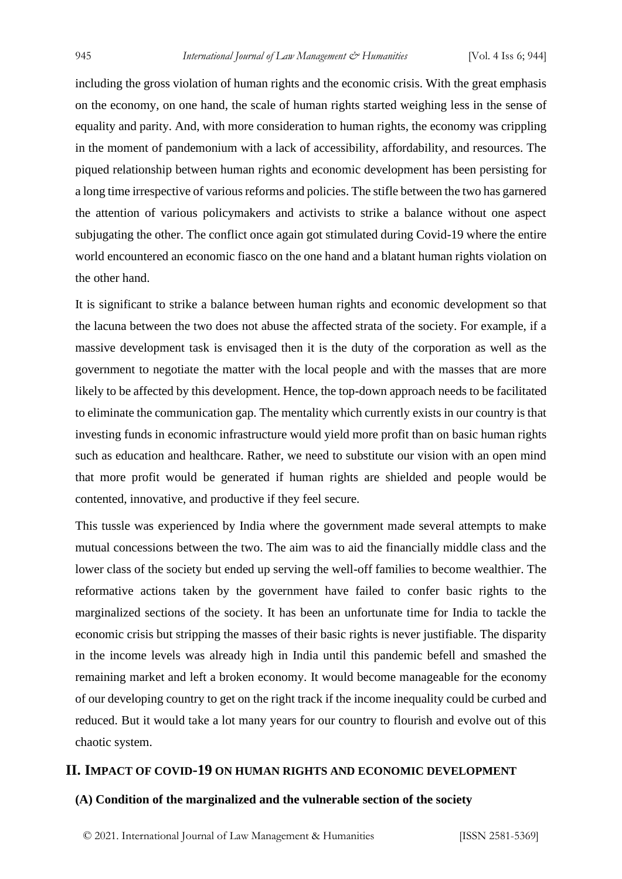including the gross violation of human rights and the economic crisis. With the great emphasis on the economy, on one hand, the scale of human rights started weighing less in the sense of equality and parity. And, with more consideration to human rights, the economy was crippling in the moment of pandemonium with a lack of accessibility, affordability, and resources. The piqued relationship between human rights and economic development has been persisting for a long time irrespective of various reforms and policies. The stifle between the two has garnered the attention of various policymakers and activists to strike a balance without one aspect subjugating the other. The conflict once again got stimulated during Covid-19 where the entire world encountered an economic fiasco on the one hand and a blatant human rights violation on the other hand.

It is significant to strike a balance between human rights and economic development so that the lacuna between the two does not abuse the affected strata of the society. For example, if a massive development task is envisaged then it is the duty of the corporation as well as the government to negotiate the matter with the local people and with the masses that are more likely to be affected by this development. Hence, the top-down approach needs to be facilitated to eliminate the communication gap. The mentality which currently exists in our country is that investing funds in economic infrastructure would yield more profit than on basic human rights such as education and healthcare. Rather, we need to substitute our vision with an open mind that more profit would be generated if human rights are shielded and people would be contented, innovative, and productive if they feel secure.

This tussle was experienced by India where the government made several attempts to make mutual concessions between the two. The aim was to aid the financially middle class and the lower class of the society but ended up serving the well-off families to become wealthier. The reformative actions taken by the government have failed to confer basic rights to the marginalized sections of the society. It has been an unfortunate time for India to tackle the economic crisis but stripping the masses of their basic rights is never justifiable. The disparity in the income levels was already high in India until this pandemic befell and smashed the remaining market and left a broken economy. It would become manageable for the economy of our developing country to get on the right track if the income inequality could be curbed and reduced. But it would take a lot many years for our country to flourish and evolve out of this chaotic system.

## II. Impact of Covid-19 on Human Rights and Economic Development

### (A) Condition of the marginalized and the vulnerable section of the society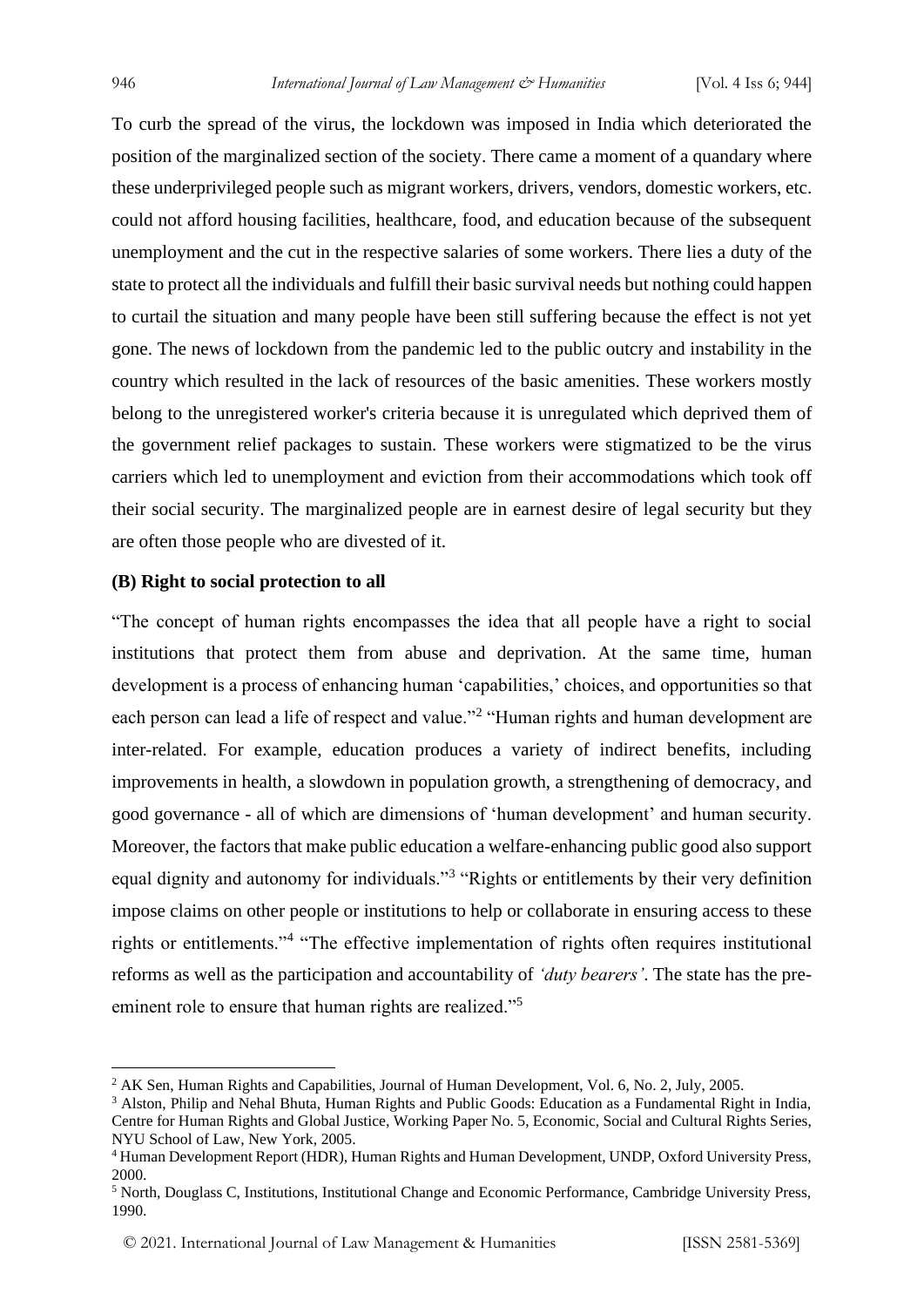To curb the spread of the virus, the lockdown was imposed in India which deteriorated the position of the marginalized section of the society. There came a moment of a quandary where these underprivileged people such as migrant workers, drivers, vendors, domestic workers, etc. could not afford housing facilities, healthcare, food, and education because of the subsequent unemployment and the cut in the respective salaries of some workers. There lies a duty of the state to protect all the individuals and fulfill their basic survival needs but nothing could happen to curtail the situation and many people have been still suffering because the effect is not yet gone. The news of lockdown from the pandemic led to the public outcry and instability in the country which resulted in the lack of resources of the basic amenities. These workers mostly belong to the unregistered worker's criteria because it is unregulated which deprived them of the government relief packages to sustain. These workers were stigmatized to be the virus carriers which led to unemployment and eviction from their accommodations which took off their social security. The marginalized people are in earnest desire of legal security but they are often those people who are divested of it.

**(B) Right to social protection to all**

"The concept of human rights encompasses the idea that all people have a right to social institutions that protect them from abuse and deprivation. At the same time, human development is a process of enhancing human 'capabilities,' choices, and opportunities so that each person can lead a life of respect and value."[2] "Human rights and human development are inter-related. For example, education produces a variety of indirect benefits, including improvements in health, a slowdown in population growth, a strengthening of democracy, and good governance - all of which are dimensions of 'human development' and human security. Moreover, the factors that make public education a welfare-enhancing public good also support equal dignity and autonomy for individuals."[3] "Rights or entitlements by their very definition impose claims on other people or institutions to help or collaborate in ensuring access to these rights or entitlements."[4] "The effective implementation of rights often requires institutional reforms as well as the participation and accountability of *'duty bearers'*. The state has the pre-eminent role to ensure that human rights are realized."[5]

---

[2] AK Sen, Human Rights and Capabilities, Journal of Human Development, Vol. 6, No. 2, July, 2005.

[3] Alston, Philip and Nehal Bhuta, Human Rights and Public Goods: Education as a Fundamental Right in India, Centre for Human Rights and Global Justice, Working Paper No. 5, Economic, Social and Cultural Rights Series, NYU School of Law, New York, 2005.

[4] Human Development Report (HDR), Human Rights and Human Development, UNDP, Oxford University Press, 2000.

[5] North, Douglass C, Institutions, Institutional Change and Economic Performance, Cambridge University Press, 1990.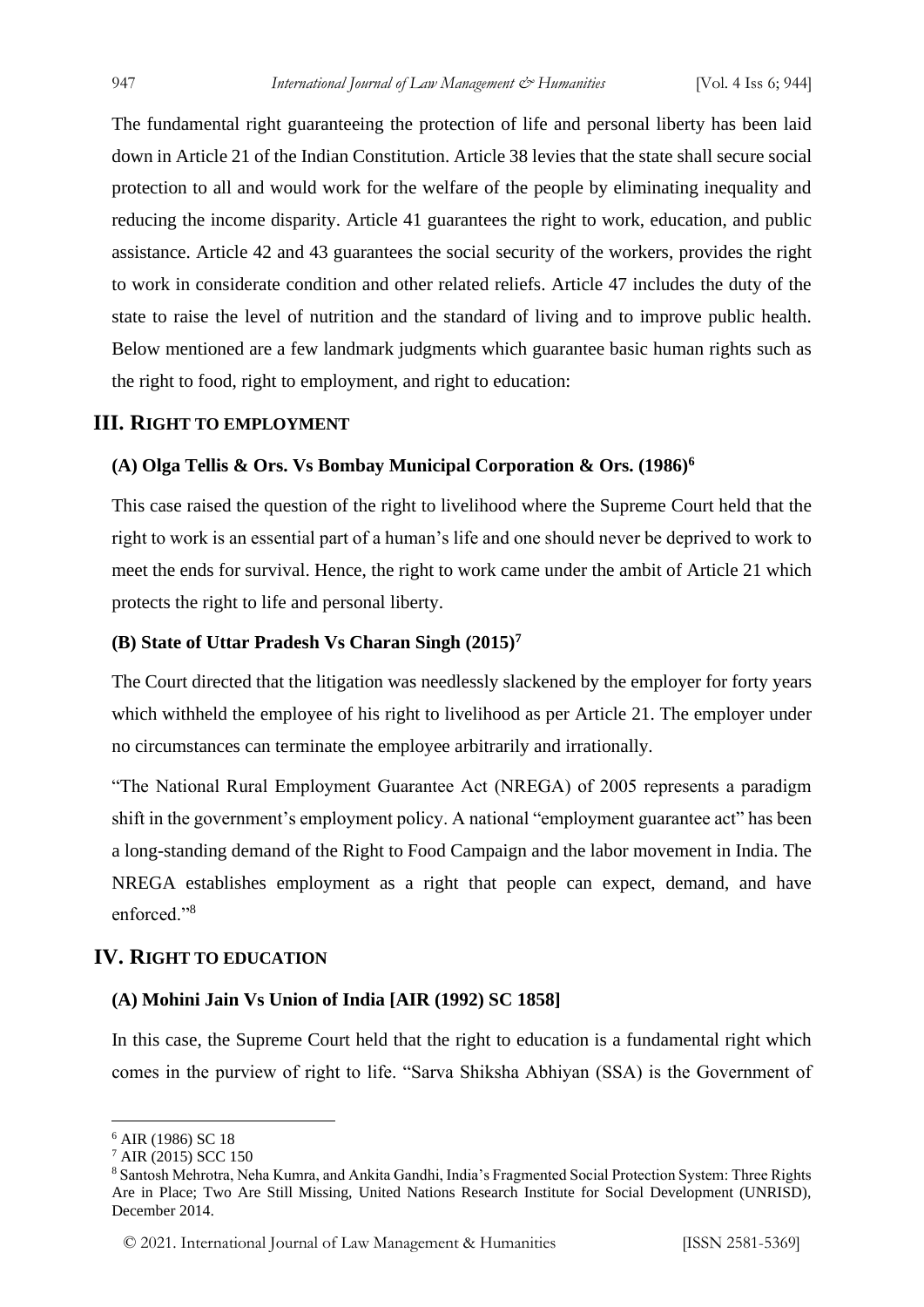The fundamental right guaranteeing the protection of life and personal liberty has been laid down in Article 21 of the Indian Constitution. Article 38 levies that the state shall secure social protection to all and would work for the welfare of the people by eliminating inequality and reducing the income disparity. Article 41 guarantees the right to work, education, and public assistance. Article 42 and 43 guarantees the social security of the workers, provides the right to work in considerate condition and other related reliefs. Article 47 includes the duty of the state to raise the level of nutrition and the standard of living and to improve public health. Below mentioned are a few landmark judgments which guarantee basic human rights such as the right to food, right to employment, and right to education:

## III. Right to Employment

### (A) Olga Tellis & Ors. Vs Bombay Municipal Corporation & Ors. (1986)[6]

This case raised the question of the right to livelihood where the Supreme Court held that the right to work is an essential part of a human's life and one should never be deprived to work to meet the ends for survival. Hence, the right to work came under the ambit of Article 21 which protects the right to life and personal liberty.

### (B) State of Uttar Pradesh Vs Charan Singh (2015)[7]

The Court directed that the litigation was needlessly slackened by the employer for forty years which withheld the employee of his right to livelihood as per Article 21. The employer under no circumstances can terminate the employee arbitrarily and irrationally.

"The National Rural Employment Guarantee Act (NREGA) of 2005 represents a paradigm shift in the government's employment policy. A national "employment guarantee act" has been a long-standing demand of the Right to Food Campaign and the labor movement in India. The NREGA establishes employment as a right that people can expect, demand, and have enforced."[8]

## IV. Right to Education

### (A) Mohini Jain Vs Union of India [AIR (1992) SC 1858]

In this case, the Supreme Court held that the right to education is a fundamental right which comes in the purview of right to life. "Sarva Shiksha Abhiyan (SSA) is the Government of

---

[6] AIR (1986) SC 18

[7] AIR (2015) SCC 150

[8] Santosh Mehrotra, Neha Kumra, and Ankita Gandhi, India's Fragmented Social Protection System: Three Rights Are in Place; Two Are Still Missing, United Nations Research Institute for Social Development (UNRISD), December 2014.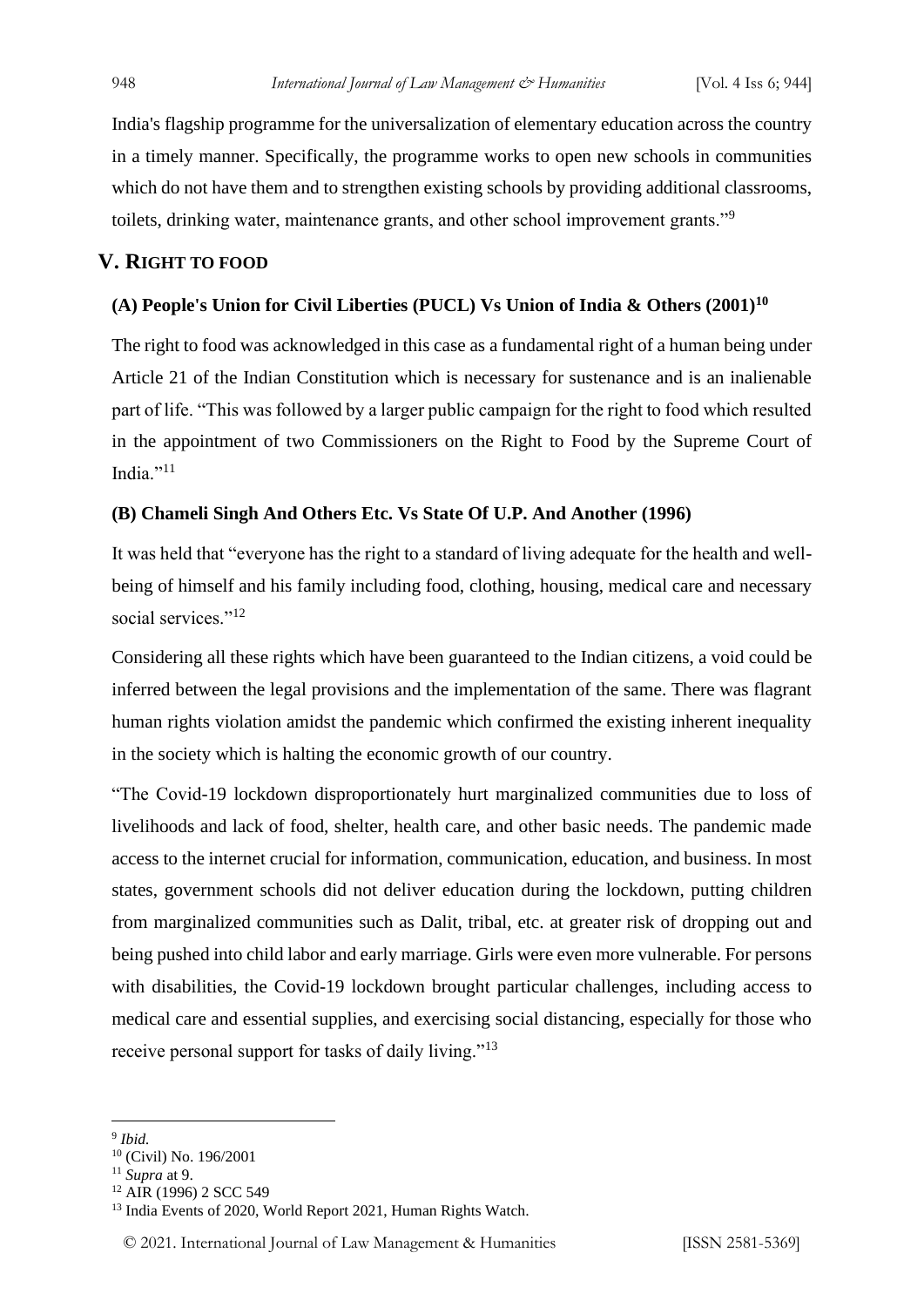India's flagship programme for the universalization of elementary education across the country in a timely manner. Specifically, the programme works to open new schools in communities which do not have them and to strengthen existing schools by providing additional classrooms, toilets, drinking water, maintenance grants, and other school improvement grants."[9]

## V. Right to Food

### (A) People's Union for Civil Liberties (PUCL) Vs Union of India & Others (2001)[10]

The right to food was acknowledged in this case as a fundamental right of a human being under Article 21 of the Indian Constitution which is necessary for sustenance and is an inalienable part of life. "This was followed by a larger public campaign for the right to food which resulted in the appointment of two Commissioners on the Right to Food by the Supreme Court of India."[11]

### (B) Chameli Singh And Others Etc. Vs State Of U.P. And Another (1996)

It was held that "everyone has the right to a standard of living adequate for the health and well-being of himself and his family including food, clothing, housing, medical care and necessary social services."[12]

Considering all these rights which have been guaranteed to the Indian citizens, a void could be inferred between the legal provisions and the implementation of the same. There was flagrant human rights violation amidst the pandemic which confirmed the existing inherent inequality in the society which is halting the economic growth of our country.

"The Covid-19 lockdown disproportionately hurt marginalized communities due to loss of livelihoods and lack of food, shelter, health care, and other basic needs. The pandemic made access to the internet crucial for information, communication, education, and business. In most states, government schools did not deliver education during the lockdown, putting children from marginalized communities such as Dalit, tribal, etc. at greater risk of dropping out and being pushed into child labor and early marriage. Girls were even more vulnerable. For persons with disabilities, the Covid-19 lockdown brought particular challenges, including access to medical care and essential supplies, and exercising social distancing, especially for those who receive personal support for tasks of daily living."[13]

---

[9] *Ibid.*

[10] (Civil) No. 196/2001

[11] *Supra* at 9.

[12] AIR (1996) 2 SCC 549

[13] India Events of 2020, World Report 2021, Human Rights Watch.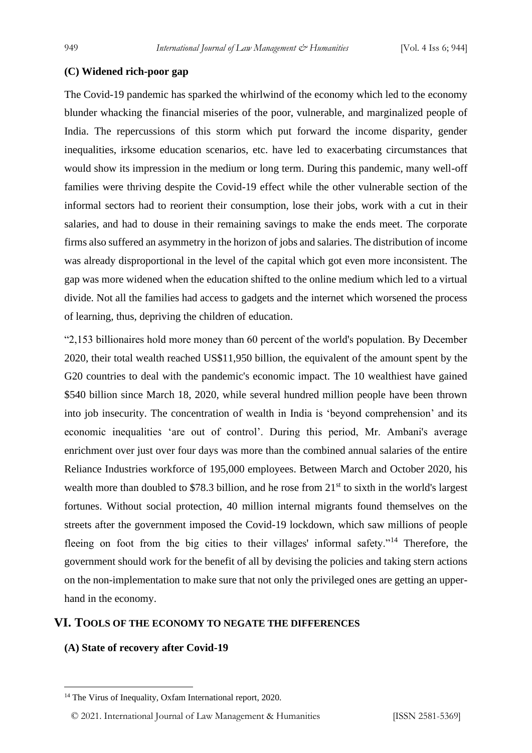### (C) Widened rich-poor gap

The Covid-19 pandemic has sparked the whirlwind of the economy which led to the economy blunder whacking the financial miseries of the poor, vulnerable, and marginalized people of India. The repercussions of this storm which put forward the income disparity, gender inequalities, irksome education scenarios, etc. have led to exacerbating circumstances that would show its impression in the medium or long term. During this pandemic, many well-off families were thriving despite the Covid-19 effect while the other vulnerable section of the informal sectors had to reorient their consumption, lose their jobs, work with a cut in their salaries, and had to douse in their remaining savings to make the ends meet. The corporate firms also suffered an asymmetry in the horizon of jobs and salaries. The distribution of income was already disproportional in the level of the capital which got even more inconsistent. The gap was more widened when the education shifted to the online medium which led to a virtual divide. Not all the families had access to gadgets and the internet which worsened the process of learning, thus, depriving the children of education.

"2,153 billionaires hold more money than 60 percent of the world's population. By December 2020, their total wealth reached US$11,950 billion, the equivalent of the amount spent by the G20 countries to deal with the pandemic's economic impact. The 10 wealthiest have gained $540 billion since March 18, 2020, while several hundred million people have been thrown into job insecurity. The concentration of wealth in India is 'beyond comprehension' and its economic inequalities 'are out of control'. During this period, Mr. Ambani's average enrichment over just over four days was more than the combined annual salaries of the entire Reliance Industries workforce of 195,000 employees. Between March and October 2020, his wealth more than doubled to $78.3 billion, and he rose from 21st to sixth in the world's largest fortunes. Without social protection, 40 million internal migrants found themselves on the streets after the government imposed the Covid-19 lockdown, which saw millions of people fleeing on foot from the big cities to their villages' informal safety."[14] Therefore, the government should work for the benefit of all by devising the policies and taking stern actions on the non-implementation to make sure that not only the privileged ones are getting an upper-hand in the economy.

## VI. Tools of the Economy to Negate the Differences

### (A) State of recovery after Covid-19

[14] The Virus of Inequality, Oxfam International report, 2020.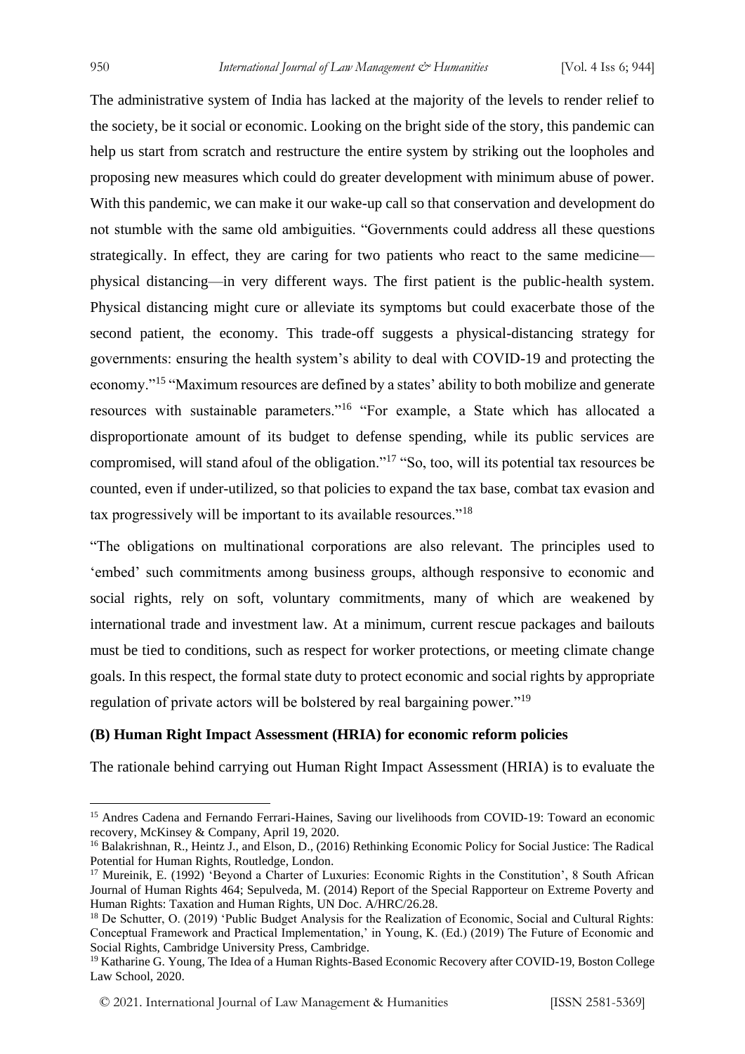The administrative system of India has lacked at the majority of the levels to render relief to the society, be it social or economic. Looking on the bright side of the story, this pandemic can help us start from scratch and restructure the entire system by striking out the loopholes and proposing new measures which could do greater development with minimum abuse of power. With this pandemic, we can make it our wake-up call so that conservation and development do not stumble with the same old ambiguities. "Governments could address all these questions strategically. In effect, they are caring for two patients who react to the same medicine—physical distancing—in very different ways. The first patient is the public-health system. Physical distancing might cure or alleviate its symptoms but could exacerbate those of the second patient, the economy. This trade-off suggests a physical-distancing strategy for governments: ensuring the health system's ability to deal with COVID-19 and protecting the economy."[15] "Maximum resources are defined by a states' ability to both mobilize and generate resources with sustainable parameters."[16] "For example, a State which has allocated a disproportionate amount of its budget to defense spending, while its public services are compromised, will stand afoul of the obligation."[17] "So, too, will its potential tax resources be counted, even if under-utilized, so that policies to expand the tax base, combat tax evasion and tax progressively will be important to its available resources."[18]

"The obligations on multinational corporations are also relevant. The principles used to 'embed' such commitments among business groups, although responsive to economic and social rights, rely on soft, voluntary commitments, many of which are weakened by international trade and investment law. At a minimum, current rescue packages and bailouts must be tied to conditions, such as respect for worker protections, or meeting climate change goals. In this respect, the formal state duty to protect economic and social rights by appropriate regulation of private actors will be bolstered by real bargaining power."[19]

### (B) Human Right Impact Assessment (HRIA) for economic reform policies

The rationale behind carrying out Human Right Impact Assessment (HRIA) is to evaluate the

---

[15] Andres Cadena and Fernando Ferrari-Haines, Saving our livelihoods from COVID-19: Toward an economic recovery, McKinsey & Company, April 19, 2020.

[16] Balakrishnan, R., Heintz J., and Elson, D., (2016) Rethinking Economic Policy for Social Justice: The Radical Potential for Human Rights, Routledge, London.

[17] Mureinik, E. (1992) 'Beyond a Charter of Luxuries: Economic Rights in the Constitution', 8 South African Journal of Human Rights 464; Sepulveda, M. (2014) Report of the Special Rapporteur on Extreme Poverty and Human Rights: Taxation and Human Rights, UN Doc. A/HRC/26.28.

[18] De Schutter, O. (2019) 'Public Budget Analysis for the Realization of Economic, Social and Cultural Rights: Conceptual Framework and Practical Implementation,' in Young, K. (Ed.) (2019) The Future of Economic and Social Rights, Cambridge University Press, Cambridge.

[19] Katharine G. Young, The Idea of a Human Rights-Based Economic Recovery after COVID-19, Boston College Law School, 2020.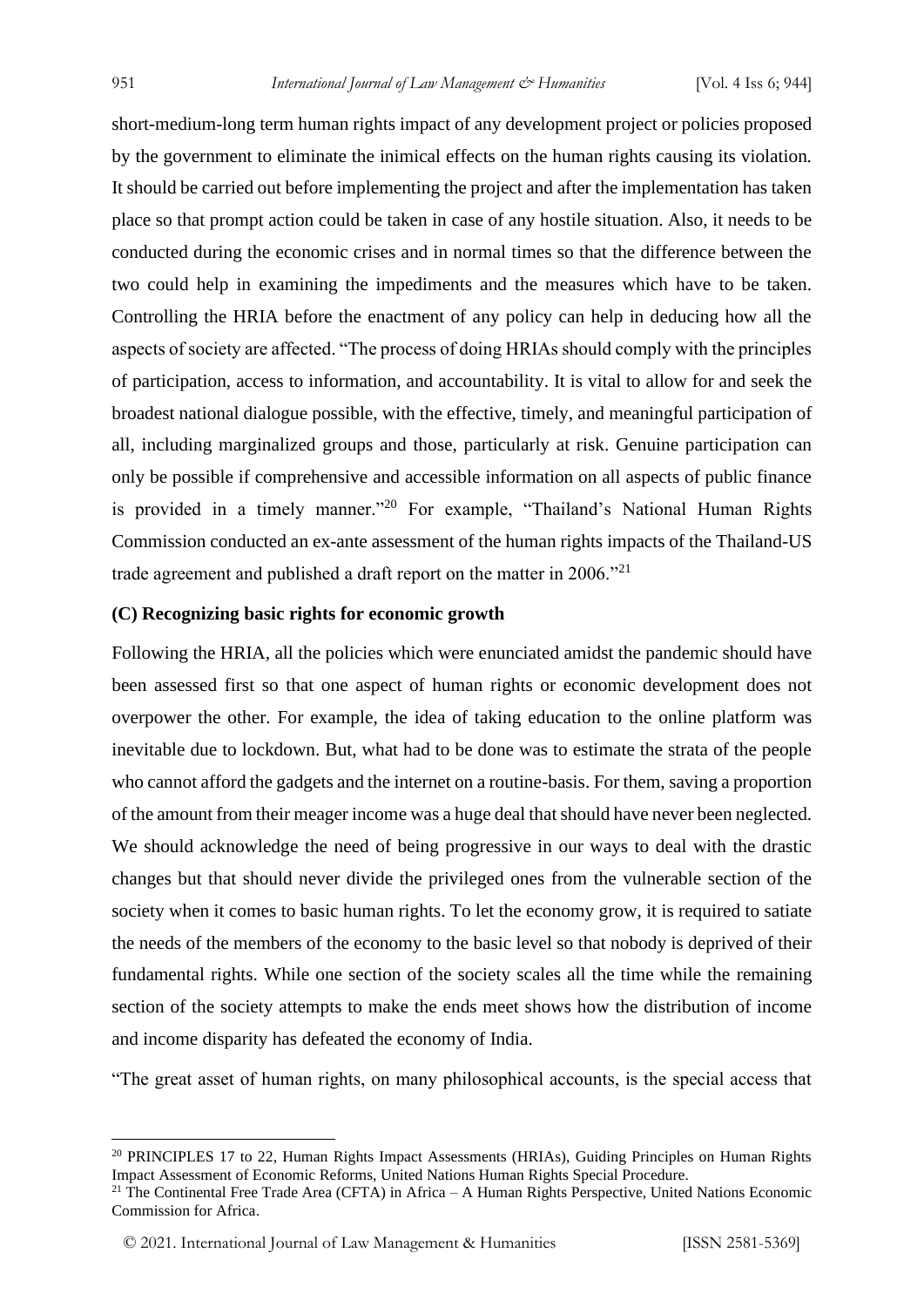short-medium-long term human rights impact of any development project or policies proposed by the government to eliminate the inimical effects on the human rights causing its violation. It should be carried out before implementing the project and after the implementation has taken place so that prompt action could be taken in case of any hostile situation. Also, it needs to be conducted during the economic crises and in normal times so that the difference between the two could help in examining the impediments and the measures which have to be taken. Controlling the HRIA before the enactment of any policy can help in deducing how all the aspects of society are affected. "The process of doing HRIAs should comply with the principles of participation, access to information, and accountability. It is vital to allow for and seek the broadest national dialogue possible, with the effective, timely, and meaningful participation of all, including marginalized groups and those, particularly at risk. Genuine participation can only be possible if comprehensive and accessible information on all aspects of public finance is provided in a timely manner."[20] For example, "Thailand's National Human Rights Commission conducted an ex-ante assessment of the human rights impacts of the Thailand-US trade agreement and published a draft report on the matter in 2006."[21]

**(C) Recognizing basic rights for economic growth**

Following the HRIA, all the policies which were enunciated amidst the pandemic should have been assessed first so that one aspect of human rights or economic development does not overpower the other. For example, the idea of taking education to the online platform was inevitable due to lockdown. But, what had to be done was to estimate the strata of the people who cannot afford the gadgets and the internet on a routine-basis. For them, saving a proportion of the amount from their meager income was a huge deal that should have never been neglected. We should acknowledge the need of being progressive in our ways to deal with the drastic changes but that should never divide the privileged ones from the vulnerable section of the society when it comes to basic human rights. To let the economy grow, it is required to satiate the needs of the members of the economy to the basic level so that nobody is deprived of their fundamental rights. While one section of the society scales all the time while the remaining section of the society attempts to make the ends meet shows how the distribution of income and income disparity has defeated the economy of India.

"The great asset of human rights, on many philosophical accounts, is the special access that

---

[20] PRINCIPLES 17 to 22, Human Rights Impact Assessments (HRIAs), Guiding Principles on Human Rights Impact Assessment of Economic Reforms, United Nations Human Rights Special Procedure.

[21] The Continental Free Trade Area (CFTA) in Africa – A Human Rights Perspective, United Nations Economic Commission for Africa.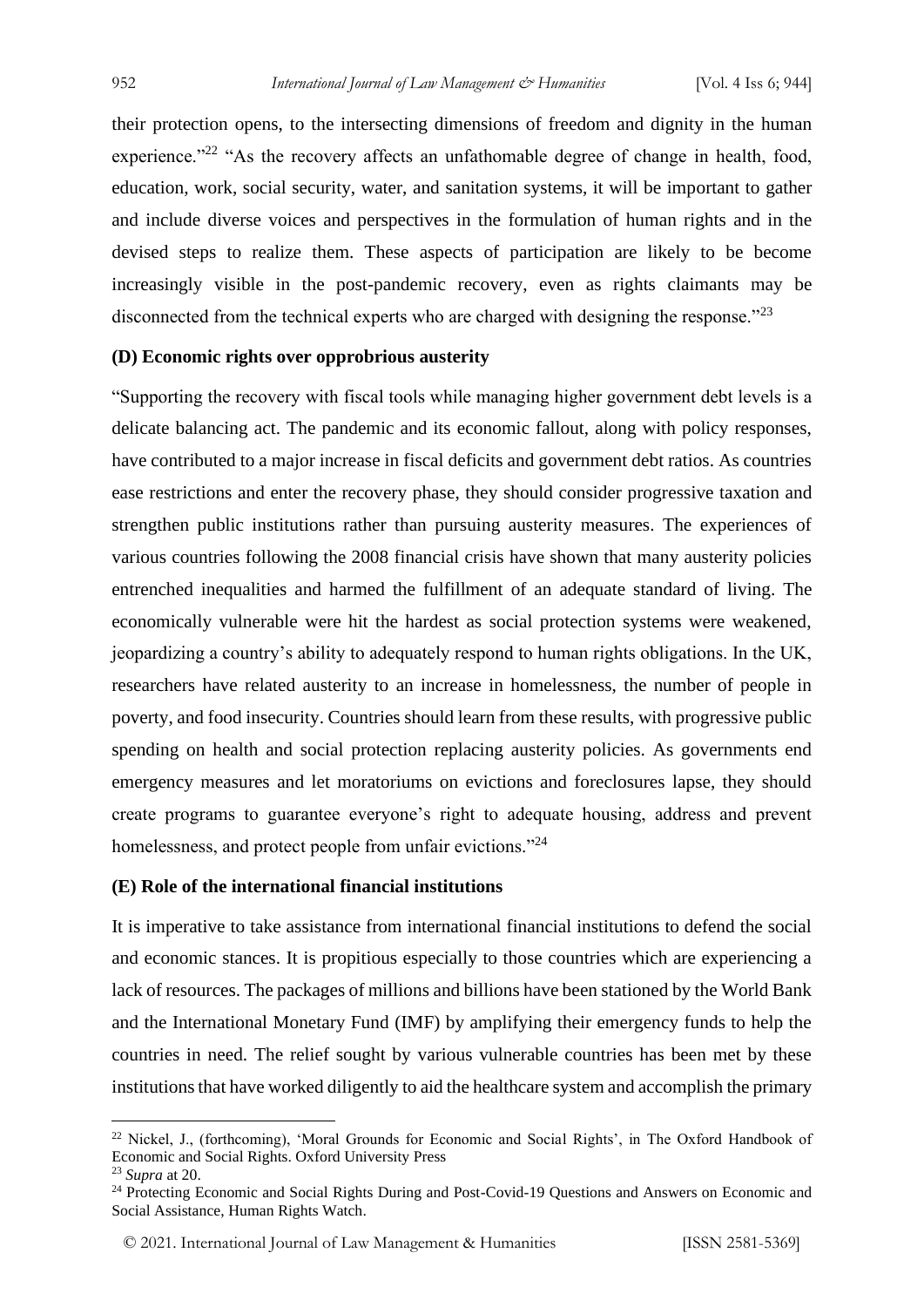their protection opens, to the intersecting dimensions of freedom and dignity in the human experience."[22] "As the recovery affects an unfathomable degree of change in health, food, education, work, social security, water, and sanitation systems, it will be important to gather and include diverse voices and perspectives in the formulation of human rights and in the devised steps to realize them. These aspects of participation are likely to be become increasingly visible in the post-pandemic recovery, even as rights claimants may be disconnected from the technical experts who are charged with designing the response."[23]

### (D) Economic rights over opprobrious austerity

"Supporting the recovery with fiscal tools while managing higher government debt levels is a delicate balancing act. The pandemic and its economic fallout, along with policy responses, have contributed to a major increase in fiscal deficits and government debt ratios. As countries ease restrictions and enter the recovery phase, they should consider progressive taxation and strengthen public institutions rather than pursuing austerity measures. The experiences of various countries following the 2008 financial crisis have shown that many austerity policies entrenched inequalities and harmed the fulfillment of an adequate standard of living. The economically vulnerable were hit the hardest as social protection systems were weakened, jeopardizing a country's ability to adequately respond to human rights obligations. In the UK, researchers have related austerity to an increase in homelessness, the number of people in poverty, and food insecurity. Countries should learn from these results, with progressive public spending on health and social protection replacing austerity policies. As governments end emergency measures and let moratoriums on evictions and foreclosures lapse, they should create programs to guarantee everyone's right to adequate housing, address and prevent homelessness, and protect people from unfair evictions."[24]

### (E) Role of the international financial institutions

It is imperative to take assistance from international financial institutions to defend the social and economic stances. It is propitious especially to those countries which are experiencing a lack of resources. The packages of millions and billions have been stationed by the World Bank and the International Monetary Fund (IMF) by amplifying their emergency funds to help the countries in need. The relief sought by various vulnerable countries has been met by these institutions that have worked diligently to aid the healthcare system and accomplish the primary

---

[22] Nickel, J., (forthcoming), 'Moral Grounds for Economic and Social Rights', in The Oxford Handbook of Economic and Social Rights. Oxford University Press

[23] *Supra* at 20.

[24] Protecting Economic and Social Rights During and Post-Covid-19 Questions and Answers on Economic and Social Assistance, Human Rights Watch.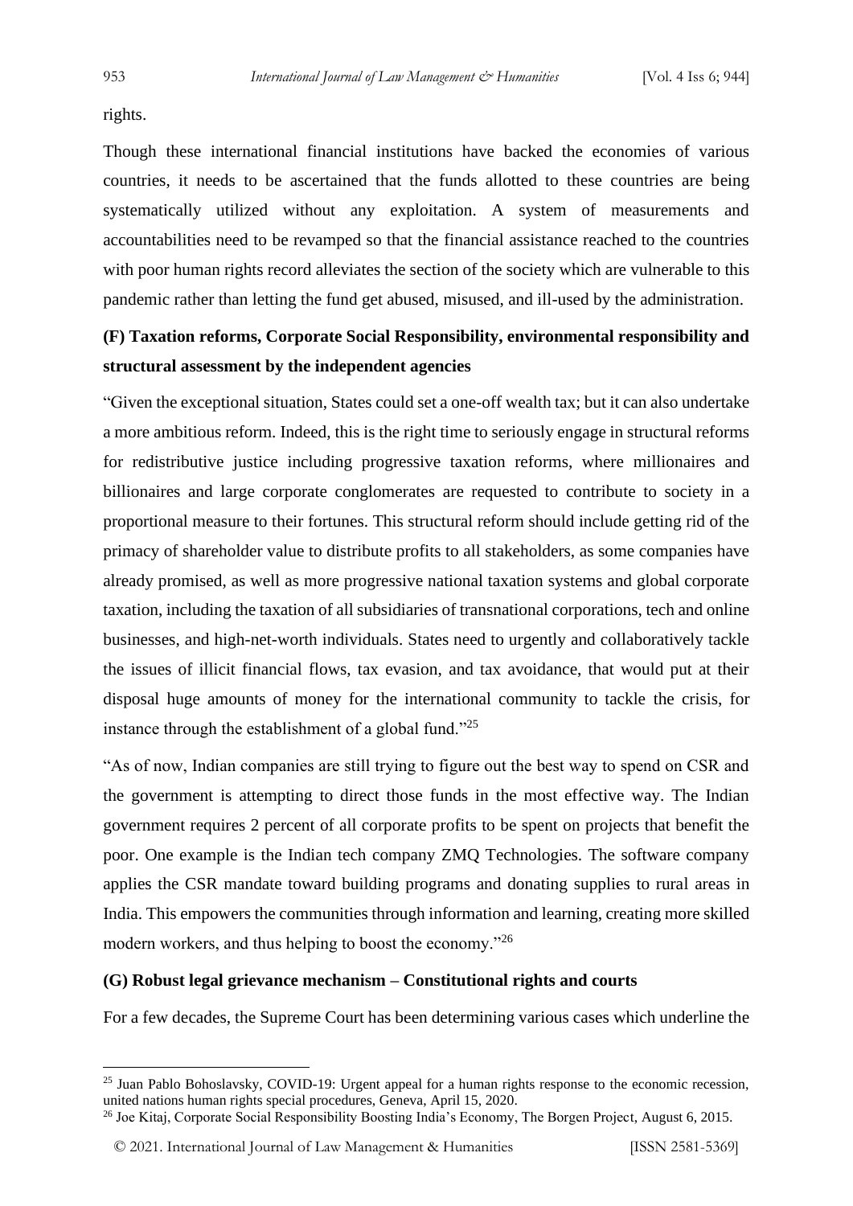rights.

Though these international financial institutions have backed the economies of various countries, it needs to be ascertained that the funds allotted to these countries are being systematically utilized without any exploitation. A system of measurements and accountabilities need to be revamped so that the financial assistance reached to the countries with poor human rights record alleviates the section of the society which are vulnerable to this pandemic rather than letting the fund get abused, misused, and ill-used by the administration.

### (F) Taxation reforms, Corporate Social Responsibility, environmental responsibility and structural assessment by the independent agencies

"Given the exceptional situation, States could set a one-off wealth tax; but it can also undertake a more ambitious reform. Indeed, this is the right time to seriously engage in structural reforms for redistributive justice including progressive taxation reforms, where millionaires and billionaires and large corporate conglomerates are requested to contribute to society in a proportional measure to their fortunes. This structural reform should include getting rid of the primacy of shareholder value to distribute profits to all stakeholders, as some companies have already promised, as well as more progressive national taxation systems and global corporate taxation, including the taxation of all subsidiaries of transnational corporations, tech and online businesses, and high-net-worth individuals. States need to urgently and collaboratively tackle the issues of illicit financial flows, tax evasion, and tax avoidance, that would put at their disposal huge amounts of money for the international community to tackle the crisis, for instance through the establishment of a global fund."[25]

"As of now, Indian companies are still trying to figure out the best way to spend on CSR and the government is attempting to direct those funds in the most effective way. The Indian government requires 2 percent of all corporate profits to be spent on projects that benefit the poor. One example is the Indian tech company ZMQ Technologies. The software company applies the CSR mandate toward building programs and donating supplies to rural areas in India. This empowers the communities through information and learning, creating more skilled modern workers, and thus helping to boost the economy."[26]

### (G) Robust legal grievance mechanism – Constitutional rights and courts

For a few decades, the Supreme Court has been determining various cases which underline the

---

[25] Juan Pablo Bohoslavsky, COVID-19: Urgent appeal for a human rights response to the economic recession, united nations human rights special procedures, Geneva, April 15, 2020.

[26] Joe Kitaj, Corporate Social Responsibility Boosting India's Economy, The Borgen Project, August 6, 2015.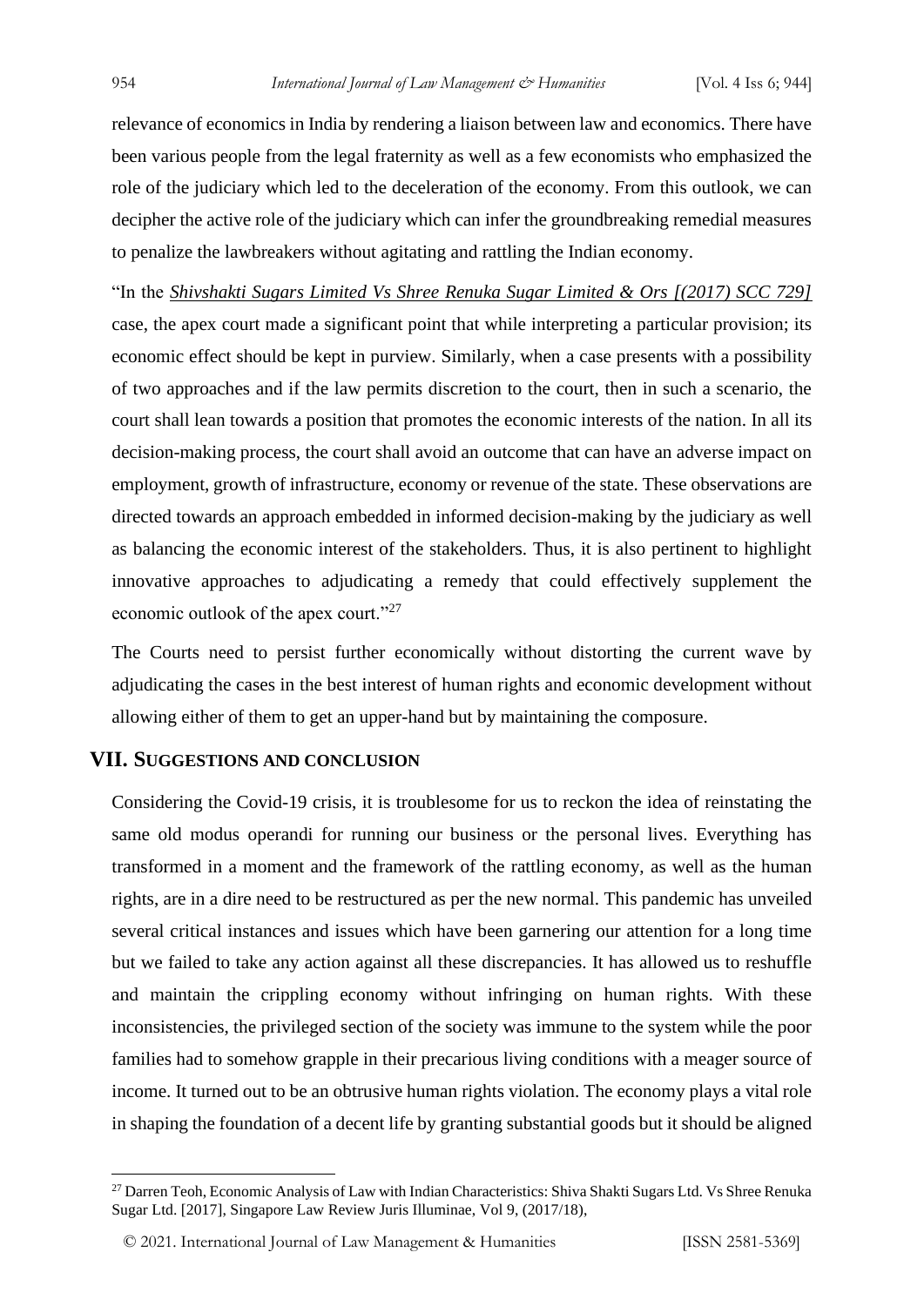relevance of economics in India by rendering a liaison between law and economics. There have been various people from the legal fraternity as well as a few economists who emphasized the role of the judiciary which led to the deceleration of the economy. From this outlook, we can decipher the active role of the judiciary which can infer the groundbreaking remedial measures to penalize the lawbreakers without agitating and rattling the Indian economy.

"In the *Shivshakti Sugars Limited Vs Shree Renuka Sugar Limited & Ors [(2017) SCC 729]* case, the apex court made a significant point that while interpreting a particular provision; its economic effect should be kept in purview. Similarly, when a case presents with a possibility of two approaches and if the law permits discretion to the court, then in such a scenario, the court shall lean towards a position that promotes the economic interests of the nation. In all its decision-making process, the court shall avoid an outcome that can have an adverse impact on employment, growth of infrastructure, economy or revenue of the state. These observations are directed towards an approach embedded in informed decision-making by the judiciary as well as balancing the economic interest of the stakeholders. Thus, it is also pertinent to highlight innovative approaches to adjudicating a remedy that could effectively supplement the economic outlook of the apex court."[27]

The Courts need to persist further economically without distorting the current wave by adjudicating the cases in the best interest of human rights and economic development without allowing either of them to get an upper-hand but by maintaining the composure.

## VII. SUGGESTIONS AND CONCLUSION

Considering the Covid-19 crisis, it is troublesome for us to reckon the idea of reinstating the same old modus operandi for running our business or the personal lives. Everything has transformed in a moment and the framework of the rattling economy, as well as the human rights, are in a dire need to be restructured as per the new normal. This pandemic has unveiled several critical instances and issues which have been garnering our attention for a long time but we failed to take any action against all these discrepancies. It has allowed us to reshuffle and maintain the crippling economy without infringing on human rights. With these inconsistencies, the privileged section of the society was immune to the system while the poor families had to somehow grapple in their precarious living conditions with a meager source of income. It turned out to be an obtrusive human rights violation. The economy plays a vital role in shaping the foundation of a decent life by granting substantial goods but it should be aligned

---

[27] Darren Teoh, Economic Analysis of Law with Indian Characteristics: Shiva Shakti Sugars Ltd. Vs Shree Renuka Sugar Ltd. [2017], Singapore Law Review Juris Illuminae, Vol 9, (2017/18),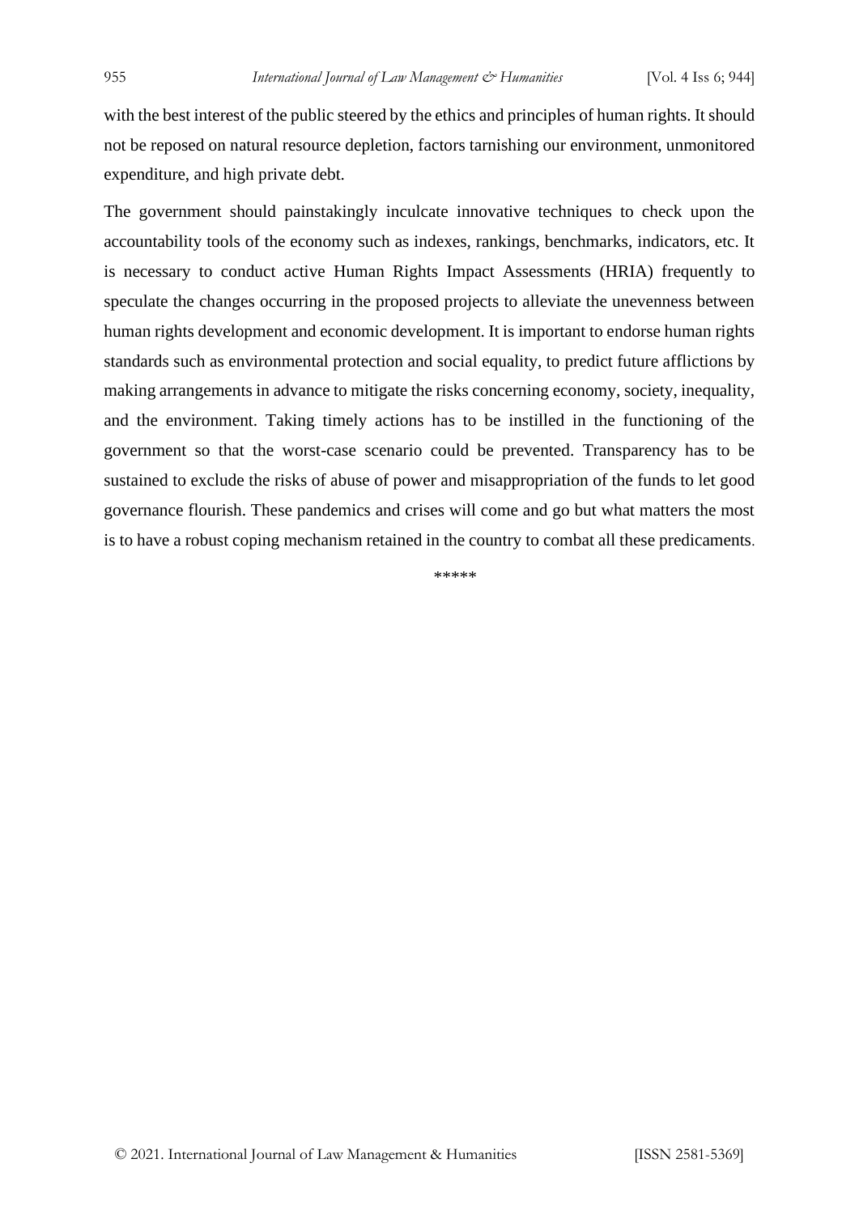with the best interest of the public steered by the ethics and principles of human rights. It should not be reposed on natural resource depletion, factors tarnishing our environment, unmonitored expenditure, and high private debt.

The government should painstakingly inculcate innovative techniques to check upon the accountability tools of the economy such as indexes, rankings, benchmarks, indicators, etc. It is necessary to conduct active Human Rights Impact Assessments (HRIA) frequently to speculate the changes occurring in the proposed projects to alleviate the unevenness between human rights development and economic development. It is important to endorse human rights standards such as environmental protection and social equality, to predict future afflictions by making arrangements in advance to mitigate the risks concerning economy, society, inequality, and the environment. Taking timely actions has to be instilled in the functioning of the government so that the worst-case scenario could be prevented. Transparency has to be sustained to exclude the risks of abuse of power and misappropriation of the funds to let good governance flourish. These pandemics and crises will come and go but what matters the most is to have a robust coping mechanism retained in the country to combat all these predicaments.

*****